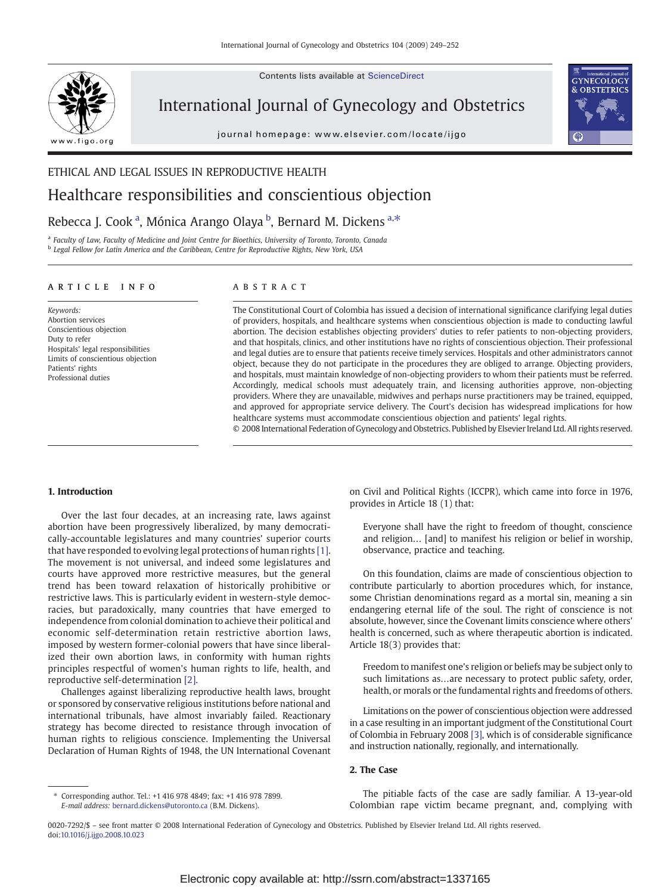ETHICAL AND LEGAL ISSUES IN REPRODUCTIVE HEALTH

# Healthcare responsibilities and conscientious objection

Rebecca J. Cook [a], Mónica Arango Olaya [b], Bernard M. Dickens [a,*]

[a] Faculty of Law, Faculty of Medicine and Joint Centre for Bioethics, University of Toronto, Toronto, Canada
[b] Legal Fellow for Latin America and the Caribbean, Centre for Reproductive Rights, New York, USA

**ARTICLE INFO**

*Keywords:*
Abortion services
Conscientious objection
Duty to refer
Hospitals' legal responsibilities
Limits of conscientious objection
Patients' rights
Professional duties

**ABSTRACT**

The Constitutional Court of Colombia has issued a decision of international significance clarifying legal duties of providers, hospitals, and healthcare systems when conscientious objection is made to conducting lawful abortion. The decision establishes objecting providers' duties to refer patients to non-objecting providers, and that hospitals, clinics, and other institutions have no rights of conscientious objection. Their professional and legal duties are to ensure that patients receive timely services. Hospitals and other administrators cannot object, because they do not participate in the procedures they are obliged to arrange. Objecting providers, and hospitals, must maintain knowledge of non-objecting providers to whom their patients must be referred. Accordingly, medical schools must adequately train, and licensing authorities approve, non-objecting providers. Where they are unavailable, midwives and perhaps nurse practitioners may be trained, equipped, and approved for appropriate service delivery. The Court's decision has widespread implications for how healthcare systems must accommodate conscientious objection and patients' legal rights.

© 2008 International Federation of Gynecology and Obstetrics. Published by Elsevier Ireland Ltd. All rights reserved.

## 1. Introduction

Over the last four decades, at an increasing rate, laws against abortion have been progressively liberalized, by many democratically-accountable legislatures and many countries' superior courts that have responded to evolving legal protections of human rights [1]. The movement is not universal, and indeed some legislatures and courts have approved more restrictive measures, but the general trend has been toward relaxation of historically prohibitive or restrictive laws. This is particularly evident in western-style democracies, but paradoxically, many countries that have emerged to independence from colonial domination to achieve their political and economic self-determination retain restrictive abortion laws, imposed by western former-colonial powers that have since liberalized their own abortion laws, in conformity with human rights principles respectful of women's human rights to life, health, and reproductive self-determination [2].

Challenges against liberalizing reproductive health laws, brought or sponsored by conservative religious institutions before national and international tribunals, have almost invariably failed. Reactionary strategy has become directed to resistance through invocation of human rights to religious conscience. Implementing the Universal Declaration of Human Rights of 1948, the UN International Covenant on Civil and Political Rights (ICCPR), which came into force in 1976, provides in Article 18 (1) that:

> Everyone shall have the right to freedom of thought, conscience and religion… [and] to manifest his religion or belief in worship, observance, practice and teaching.

On this foundation, claims are made of conscientious objection to contribute particularly to abortion procedures which, for instance, some Christian denominations regard as a mortal sin, meaning a sin endangering eternal life of the soul. The right of conscience is not absolute, however, since the Covenant limits conscience where others' health is concerned, such as where therapeutic abortion is indicated. Article 18(3) provides that:

> Freedom to manifest one's religion or beliefs may be subject only to such limitations as…are necessary to protect public safety, order, health, or morals or the fundamental rights and freedoms of others.

Limitations on the power of conscientious objection were addressed in a case resulting in an important judgment of the Constitutional Court of Colombia in February 2008 [3], which is of considerable significance and instruction nationally, regionally, and internationally.

## 2. The Case

The pitiable facts of the case are sadly familiar. A 13-year-old Colombian rape victim became pregnant, and, complying with

\* Corresponding author. Tel.: +1 416 978 4849; fax: +1 416 978 7899.
*E-mail address:* bernard.dickens@utoronto.ca (B.M. Dickens).

0020-7292/$ – see front matter © 2008 International Federation of Gynecology and Obstetrics. Published by Elsevier Ireland Ltd. All rights reserved.
doi:10.1016/j.ijgo.2008.10.023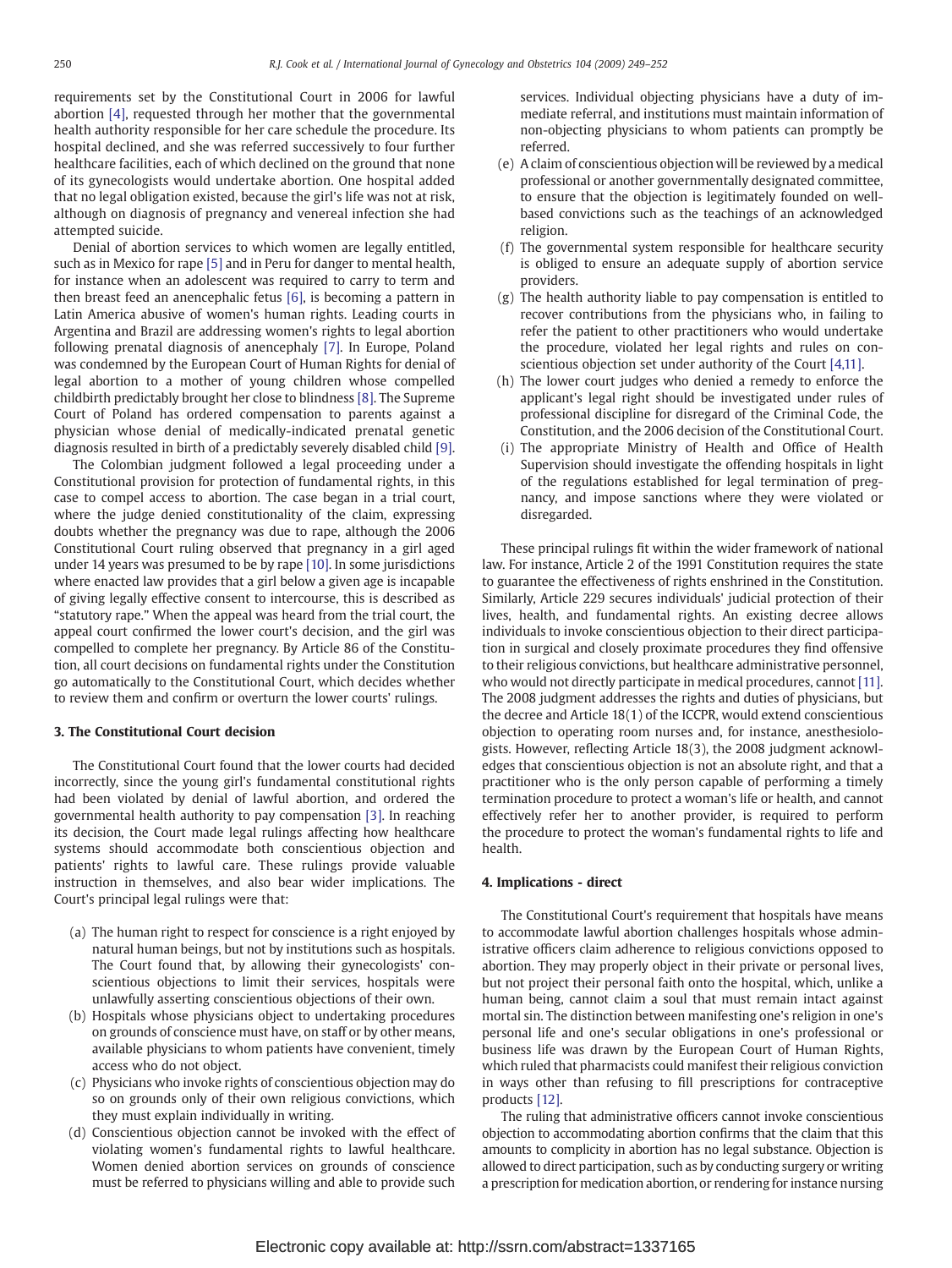requirements set by the Constitutional Court in 2006 for lawful abortion [4], requested through her mother that the governmental health authority responsible for her care schedule the procedure. Its hospital declined, and she was referred successively to four further healthcare facilities, each of which declined on the ground that none of its gynecologists would undertake abortion. One hospital added that no legal obligation existed, because the girl's life was not at risk, although on diagnosis of pregnancy and venereal infection she had attempted suicide.

Denial of abortion services to which women are legally entitled, such as in Mexico for rape [5] and in Peru for danger to mental health, for instance when an adolescent was required to carry to term and then breast feed an anencephalic fetus [6], is becoming a pattern in Latin America abusive of women's human rights. Leading courts in Argentina and Brazil are addressing women's rights to legal abortion following prenatal diagnosis of anencephaly [7]. In Europe, Poland was condemned by the European Court of Human Rights for denial of legal abortion to a mother of young children whose compelled childbirth predictably brought her close to blindness [8]. The Supreme Court of Poland has ordered compensation to parents against a physician whose denial of medically-indicated prenatal genetic diagnosis resulted in birth of a predictably severely disabled child [9].

The Colombian judgment followed a legal proceeding under a Constitutional provision for protection of fundamental rights, in this case to compel access to abortion. The case began in a trial court, where the judge denied constitutionality of the claim, expressing doubts whether the pregnancy was due to rape, although the 2006 Constitutional Court ruling observed that pregnancy in a girl aged under 14 years was presumed to be by rape [10]. In some jurisdictions where enacted law provides that a girl below a given age is incapable of giving legally effective consent to intercourse, this is described as "statutory rape." When the appeal was heard from the trial court, the appeal court confirmed the lower court's decision, and the girl was compelled to complete her pregnancy. By Article 86 of the Constitution, all court decisions on fundamental rights under the Constitution go automatically to the Constitutional Court, which decides whether to review them and confirm or overturn the lower courts' rulings.

### 3. The Constitutional Court decision

The Constitutional Court found that the lower courts had decided incorrectly, since the young girl's fundamental constitutional rights had been violated by denial of lawful abortion, and ordered the governmental health authority to pay compensation [3]. In reaching its decision, the Court made legal rulings affecting how healthcare systems should accommodate both conscientious objection and patients' rights to lawful care. These rulings provide valuable instruction in themselves, and also bear wider implications. The Court's principal legal rulings were that:

(a) The human right to respect for conscience is a right enjoyed by natural human beings, but not by institutions such as hospitals. The Court found that, by allowing their gynecologists' conscientious objections to limit their services, hospitals were unlawfully asserting conscientious objections of their own.

(b) Hospitals whose physicians object to undertaking procedures on grounds of conscience must have, on staff or by other means, available physicians to whom patients have convenient, timely access who do not object.

(c) Physicians who invoke rights of conscientious objection may do so on grounds only of their own religious convictions, which they must explain individually in writing.

(d) Conscientious objection cannot be invoked with the effect of violating women's fundamental rights to lawful healthcare. Women denied abortion services on grounds of conscience must be referred to physicians willing and able to provide such services. Individual objecting physicians have a duty of immediate referral, and institutions must maintain information of non-objecting physicians to whom patients can promptly be referred.

(e) A claim of conscientious objection will be reviewed by a medical professional or another governmentally designated committee, to ensure that the objection is legitimately founded on well-based convictions such as the teachings of an acknowledged religion.

(f) The governmental system responsible for healthcare security is obliged to ensure an adequate supply of abortion service providers.

(g) The health authority liable to pay compensation is entitled to recover contributions from the physicians who, in failing to refer the patient to other practitioners who would undertake the procedure, violated her legal rights and rules on conscientious objection set under authority of the Court [4,11].

(h) The lower court judges who denied a remedy to enforce the applicant's legal right should be investigated under rules of professional discipline for disregard of the Criminal Code, the Constitution, and the 2006 decision of the Constitutional Court.

(i) The appropriate Ministry of Health and Office of Health Supervision should investigate the offending hospitals in light of the regulations established for legal termination of pregnancy, and impose sanctions where they were violated or disregarded.

These principal rulings fit within the wider framework of national law. For instance, Article 2 of the 1991 Constitution requires the state to guarantee the effectiveness of rights enshrined in the Constitution. Similarly, Article 229 secures individuals' judicial protection of their lives, health, and fundamental rights. An existing decree allows individuals to invoke conscientious objection to their direct participation in surgical and closely proximate procedures they find offensive to their religious convictions, but healthcare administrative personnel, who would not directly participate in medical procedures, cannot [11]. The 2008 judgment addresses the rights and duties of physicians, but the decree and Article 18(1) of the ICCPR, would extend conscientious objection to operating room nurses and, for instance, anesthesiologists. However, reflecting Article 18(3), the 2008 judgment acknowledges that conscientious objection is not an absolute right, and that a practitioner who is the only person capable of performing a timely termination procedure to protect a woman's life or health, and cannot effectively refer her to another provider, is required to perform the procedure to protect the woman's fundamental rights to life and health.

### 4. Implications - direct

The Constitutional Court's requirement that hospitals have means to accommodate lawful abortion challenges hospitals whose administrative officers claim adherence to religious convictions opposed to abortion. They may properly object in their private or personal lives, but not project their personal faith onto the hospital, which, unlike a human being, cannot claim a soul that must remain intact against mortal sin. The distinction between manifesting one's religion in one's personal life and one's secular obligations in one's professional or business life was drawn by the European Court of Human Rights, which ruled that pharmacists could manifest their religious conviction in ways other than refusing to fill prescriptions for contraceptive products [12].

The ruling that administrative officers cannot invoke conscientious objection to accommodating abortion confirms that the claim that this amounts to complicity in abortion has no legal substance. Objection is allowed to direct participation, such as by conducting surgery or writing a prescription for medication abortion, or rendering for instance nursing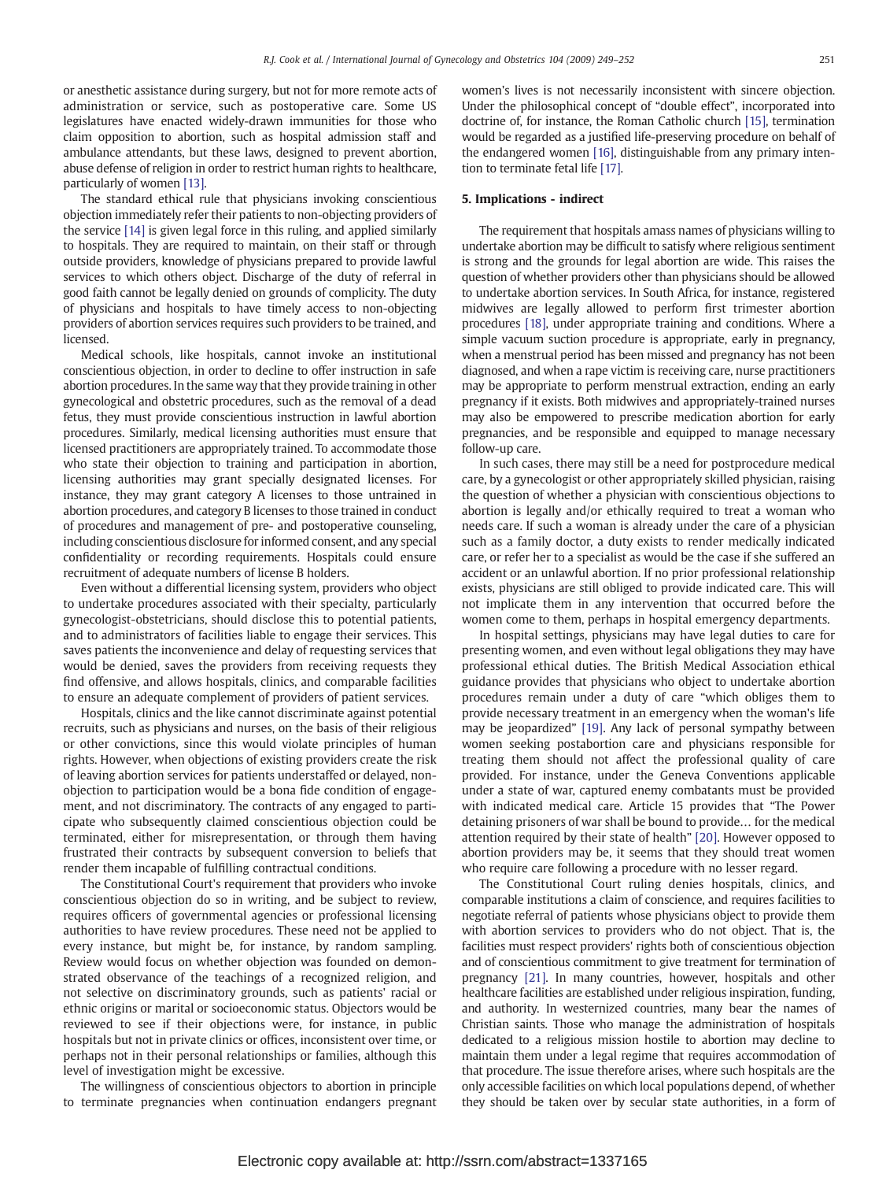or anesthetic assistance during surgery, but not for more remote acts of administration or service, such as postoperative care. Some US legislatures have enacted widely-drawn immunities for those who claim opposition to abortion, such as hospital admission staff and ambulance attendants, but these laws, designed to prevent abortion, abuse defense of religion in order to restrict human rights to healthcare, particularly of women [13].

The standard ethical rule that physicians invoking conscientious objection immediately refer their patients to non-objecting providers of the service [14] is given legal force in this ruling, and applied similarly to hospitals. They are required to maintain, on their staff or through outside providers, knowledge of physicians prepared to provide lawful services to which others object. Discharge of the duty of referral in good faith cannot be legally denied on grounds of complicity. The duty of physicians and hospitals to have timely access to non-objecting providers of abortion services requires such providers to be trained, and licensed.

Medical schools, like hospitals, cannot invoke an institutional conscientious objection, in order to decline to offer instruction in safe abortion procedures. In the same way that they provide training in other gynecological and obstetric procedures, such as the removal of a dead fetus, they must provide conscientious instruction in lawful abortion procedures. Similarly, medical licensing authorities must ensure that licensed practitioners are appropriately trained. To accommodate those who state their objection to training and participation in abortion, licensing authorities may grant specially designated licenses. For instance, they may grant category A licenses to those untrained in abortion procedures, and category B licenses to those trained in conduct of procedures and management of pre- and postoperative counseling, including conscientious disclosure for informed consent, and any special confidentiality or recording requirements. Hospitals could ensure recruitment of adequate numbers of license B holders.

Even without a differential licensing system, providers who object to undertake procedures associated with their specialty, particularly gynecologist-obstetricians, should disclose this to potential patients, and to administrators of facilities liable to engage their services. This saves patients the inconvenience and delay of requesting services that would be denied, saves the providers from receiving requests they find offensive, and allows hospitals, clinics, and comparable facilities to ensure an adequate complement of providers of patient services.

Hospitals, clinics and the like cannot discriminate against potential recruits, such as physicians and nurses, on the basis of their religious or other convictions, since this would violate principles of human rights. However, when objections of existing providers create the risk of leaving abortion services for patients understaffed or delayed, non-objection to participation would be a bona fide condition of engagement, and not discriminatory. The contracts of any engaged to participate who subsequently claimed conscientious objection could be terminated, either for misrepresentation, or through them having frustrated their contracts by subsequent conversion to beliefs that render them incapable of fulfilling contractual conditions.

The Constitutional Court's requirement that providers who invoke conscientious objection do so in writing, and be subject to review, requires officers of governmental agencies or professional licensing authorities to have review procedures. These need not be applied to every instance, but might be, for instance, by random sampling. Review would focus on whether objection was founded on demonstrated observance of the teachings of a recognized religion, and not selective on discriminatory grounds, such as patients' racial or ethnic origins or marital or socioeconomic status. Objectors would be reviewed to see if their objections were, for instance, in public hospitals but not in private clinics or offices, inconsistent over time, or perhaps not in their personal relationships or families, although this level of investigation might be excessive.

The willingness of conscientious objectors to abortion in principle to terminate pregnancies when continuation endangers pregnant women's lives is not necessarily inconsistent with sincere objection. Under the philosophical concept of "double effect", incorporated into doctrine of, for instance, the Roman Catholic church [15], termination would be regarded as a justified life-preserving procedure on behalf of the endangered women [16], distinguishable from any primary intention to terminate fetal life [17].

## 5. Implications - indirect

The requirement that hospitals amass names of physicians willing to undertake abortion may be difficult to satisfy where religious sentiment is strong and the grounds for legal abortion are wide. This raises the question of whether providers other than physicians should be allowed to undertake abortion services. In South Africa, for instance, registered midwives are legally allowed to perform first trimester abortion procedures [18], under appropriate training and conditions. Where a simple vacuum suction procedure is appropriate, early in pregnancy, when a menstrual period has been missed and pregnancy has not been diagnosed, and when a rape victim is receiving care, nurse practitioners may be appropriate to perform menstrual extraction, ending an early pregnancy if it exists. Both midwives and appropriately-trained nurses may also be empowered to prescribe medication abortion for early pregnancies, and be responsible and equipped to manage necessary follow-up care.

In such cases, there may still be a need for postprocedure medical care, by a gynecologist or other appropriately skilled physician, raising the question of whether a physician with conscientious objections to abortion is legally and/or ethically required to treat a woman who needs care. If such a woman is already under the care of a physician such as a family doctor, a duty exists to render medically indicated care, or refer her to a specialist as would be the case if she suffered an accident or an unlawful abortion. If no prior professional relationship exists, physicians are still obliged to provide indicated care. This will not implicate them in any intervention that occurred before the women come to them, perhaps in hospital emergency departments.

In hospital settings, physicians may have legal duties to care for presenting women, and even without legal obligations they may have professional ethical duties. The British Medical Association ethical guidance provides that physicians who object to undertake abortion procedures remain under a duty of care "which obliges them to provide necessary treatment in an emergency when the woman's life may be jeopardized" [19]. Any lack of personal sympathy between women seeking postabortion care and physicians responsible for treating them should not affect the professional quality of care provided. For instance, under the Geneva Conventions applicable under a state of war, captured enemy combatants must be provided with indicated medical care. Article 15 provides that "The Power detaining prisoners of war shall be bound to provide… for the medical attention required by their state of health" [20]. However opposed to abortion providers may be, it seems that they should treat women who require care following a procedure with no lesser regard.

The Constitutional Court ruling denies hospitals, clinics, and comparable institutions a claim of conscience, and requires facilities to negotiate referral of patients whose physicians object to provide them with abortion services to providers who do not object. That is, the facilities must respect providers' rights both of conscientious objection and of conscientious commitment to give treatment for termination of pregnancy [21]. In many countries, however, hospitals and other healthcare facilities are established under religious inspiration, funding, and authority. In westernized countries, many bear the names of Christian saints. Those who manage the administration of hospitals dedicated to a religious mission hostile to abortion may decline to maintain them under a legal regime that requires accommodation of that procedure. The issue therefore arises, where such hospitals are the only accessible facilities on which local populations depend, of whether they should be taken over by secular state authorities, in a form of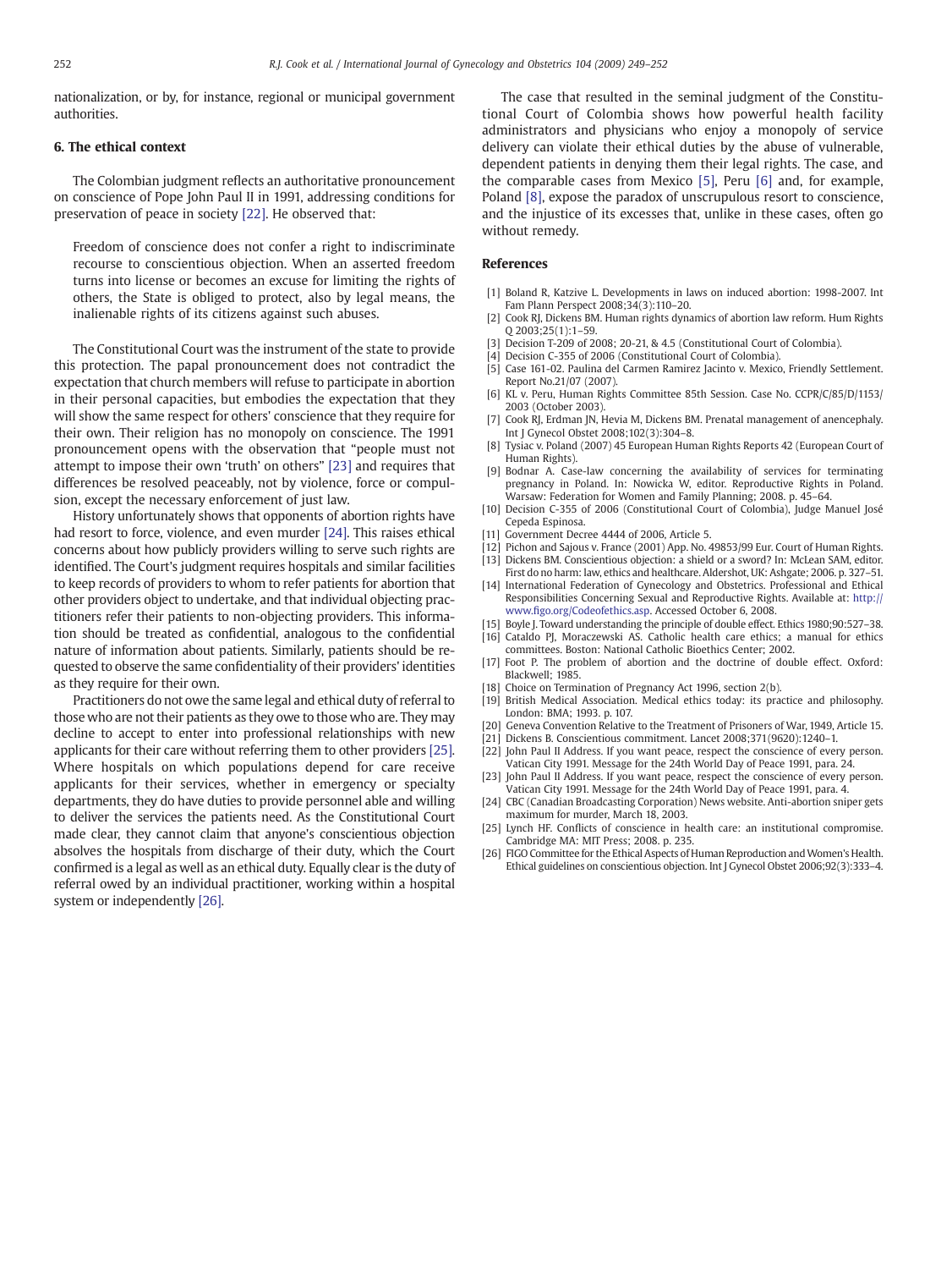nationalization, or by, for instance, regional or municipal government authorities.

## 6. The ethical context

The Colombian judgment reflects an authoritative pronouncement on conscience of Pope John Paul II in 1991, addressing conditions for preservation of peace in society [22]. He observed that:

> Freedom of conscience does not confer a right to indiscriminate recourse to conscientious objection. When an asserted freedom turns into license or becomes an excuse for limiting the rights of others, the State is obliged to protect, also by legal means, the inalienable rights of its citizens against such abuses.

The Constitutional Court was the instrument of the state to provide this protection. The papal pronouncement does not contradict the expectation that church members will refuse to participate in abortion in their personal capacities, but embodies the expectation that they will show the same respect for others' conscience that they require for their own. Their religion has no monopoly on conscience. The 1991 pronouncement opens with the observation that "people must not attempt to impose their own 'truth' on others" [23] and requires that differences be resolved peaceably, not by violence, force or compulsion, except the necessary enforcement of just law.

History unfortunately shows that opponents of abortion rights have had resort to force, violence, and even murder [24]. This raises ethical concerns about how publicly providers willing to serve such rights are identified. The Court's judgment requires hospitals and similar facilities to keep records of providers to whom to refer patients for abortion that other providers object to undertake, and that individual objecting practitioners refer their patients to non-objecting providers. This information should be treated as confidential, analogous to the confidential nature of information about patients. Similarly, patients should be requested to observe the same confidentiality of their providers' identities as they require for their own.

Practitioners do not owe the same legal and ethical duty of referral to those who are not their patients as they owe to those who are. They may decline to accept to enter into professional relationships with new applicants for their care without referring them to other providers [25]. Where hospitals on which populations depend for care receive applicants for their services, whether in emergency or specialty departments, they do have duties to provide personnel able and willing to deliver the services the patients need. As the Constitutional Court made clear, they cannot claim that anyone's conscientious objection absolves the hospitals from discharge of their duty, which the Court confirmed is a legal as well as an ethical duty. Equally clear is the duty of referral owed by an individual practitioner, working within a hospital system or independently [26].

The case that resulted in the seminal judgment of the Constitutional Court of Colombia shows how powerful health facility administrators and physicians who enjoy a monopoly of service delivery can violate their ethical duties by the abuse of vulnerable, dependent patients in denying them their legal rights. The case, and the comparable cases from Mexico [5], Peru [6] and, for example, Poland [8], expose the paradox of unscrupulous resort to conscience, and the injustice of its excesses that, unlike in these cases, often go without remedy.

## References

[1] Boland R, Katzive L. Developments in laws on induced abortion: 1998-2007. Int Fam Plann Perspect 2008;34(3):110–20.

[2] Cook RJ, Dickens BM. Human rights dynamics of abortion law reform. Hum Rights Q 2003;25(1):1–59.

[3] Decision T-209 of 2008; 20-21, & 4.5 (Constitutional Court of Colombia).

[4] Decision C-355 of 2006 (Constitutional Court of Colombia).

[5] Case 161-02. Paulina del Carmen Ramirez Jacinto v. Mexico, Friendly Settlement. Report No.21/07 (2007).

[6] KL v. Peru, Human Rights Committee 85th Session. Case No. CCPR/C/85/D/1153/2003 (October 2003).

[7] Cook RJ, Erdman JN, Hevia M, Dickens BM. Prenatal management of anencephaly. Int J Gynecol Obstet 2008;102(3):304–8.

[8] Tysiac v. Poland (2007) 45 European Human Rights Reports 42 (European Court of Human Rights).

[9] Bodnar A. Case-law concerning the availability of services for terminating pregnancy in Poland. In: Nowicka W, editor. Reproductive Rights in Poland. Warsaw: Federation for Women and Family Planning; 2008. p. 45–64.

[10] Decision C-355 of 2006 (Constitutional Court of Colombia), Judge Manuel José Cepeda Espinosa.

[11] Government Decree 4444 of 2006, Article 5.

[12] Pichon and Sajous v. France (2001) App. No. 49853/99 Eur. Court of Human Rights.

[13] Dickens BM. Conscientious objection: a shield or a sword? In: McLean SAM, editor. First do no harm: law, ethics and healthcare. Aldershot, UK: Ashgate; 2006. p. 327–51.

[14] International Federation of Gynecology and Obstetrics. Professional and Ethical Responsibilities Concerning Sexual and Reproductive Rights. Available at: http://www.figo.org/Codeofethics.asp. Accessed October 6, 2008.

[15] Boyle J. Toward understanding the principle of double effect. Ethics 1980;90:527–38.

[16] Cataldo PJ, Moraczewski AS. Catholic health care ethics; a manual for ethics committees. Boston: National Catholic Bioethics Center; 2002.

[17] Foot P. The problem of abortion and the doctrine of double effect. Oxford: Blackwell; 1985.

[18] Choice on Termination of Pregnancy Act 1996, section 2(b).

[19] British Medical Association. Medical ethics today: its practice and philosophy. London: BMA; 1993. p. 107.

[20] Geneva Convention Relative to the Treatment of Prisoners of War, 1949, Article 15.

[21] Dickens B. Conscientious commitment. Lancet 2008;371(9620):1240–1.

[22] John Paul II Address. If you want peace, respect the conscience of every person. Vatican City 1991. Message for the 24th World Day of Peace 1991, para. 24.

[23] John Paul II Address. If you want peace, respect the conscience of every person. Vatican City 1991. Message for the 24th World Day of Peace 1991, para. 4.

[24] CBC (Canadian Broadcasting Corporation) News website. Anti-abortion sniper gets maximum for murder, March 18, 2003.

[25] Lynch HF. Conflicts of conscience in health care: an institutional compromise. Cambridge MA: MIT Press; 2008. p. 235.

[26] FIGO Committee for the Ethical Aspects of Human Reproduction and Women's Health. Ethical guidelines on conscientious objection. Int J Gynecol Obstet 2006;92(3):333–4.